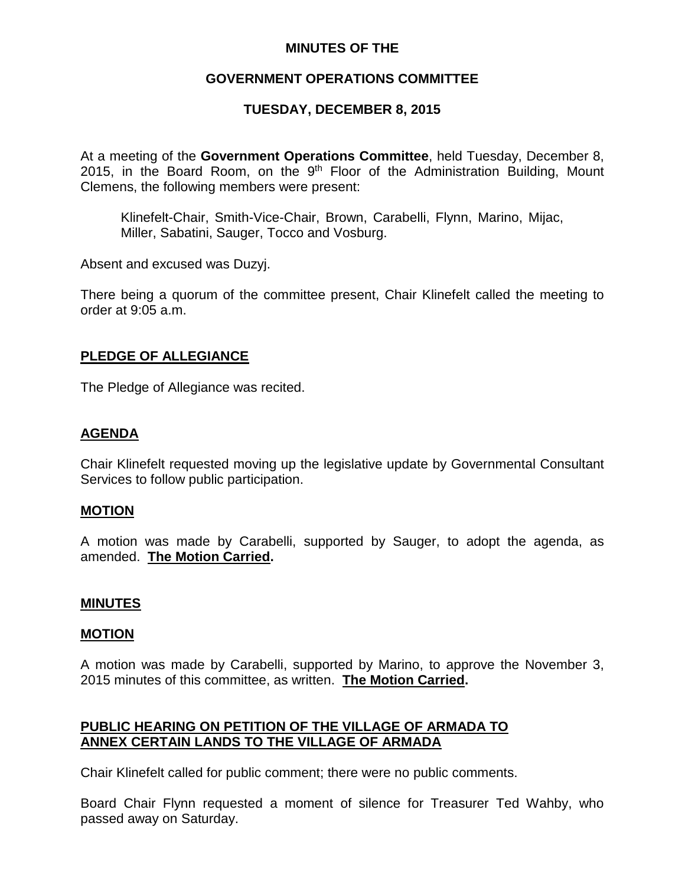**MINUTES OF THE**

**GOVERNMENT OPERATIONS COMMITTEE**

**TUESDAY, DECEMBER 8, 2015**

At a meeting of the **Government Operations Committee**, held Tuesday, December 8, 2015, in the Board Room, on the 9th Floor of the Administration Building, Mount Clemens, the following members were present:

> Klinefelt-Chair, Smith-Vice-Chair, Brown, Carabelli, Flynn, Marino, Mijac, Miller, Sabatini, Sauger, Tocco and Vosburg.

Absent and excused was Duzyj.

There being a quorum of the committee present, Chair Klinefelt called the meeting to order at 9:05 a.m.

**PLEDGE OF ALLEGIANCE**

The Pledge of Allegiance was recited.

**AGENDA**

Chair Klinefelt requested moving up the legislative update by Governmental Consultant Services to follow public participation.

**MOTION**

A motion was made by Carabelli, supported by Sauger, to adopt the agenda, as amended. **The Motion Carried.**

**MINUTES**

**MOTION**

A motion was made by Carabelli, supported by Marino, to approve the November 3, 2015 minutes of this committee, as written. **The Motion Carried.**

**PUBLIC HEARING ON PETITION OF THE VILLAGE OF ARMADA TO ANNEX CERTAIN LANDS TO THE VILLAGE OF ARMADA**

Chair Klinefelt called for public comment; there were no public comments.

Board Chair Flynn requested a moment of silence for Treasurer Ted Wahby, who passed away on Saturday.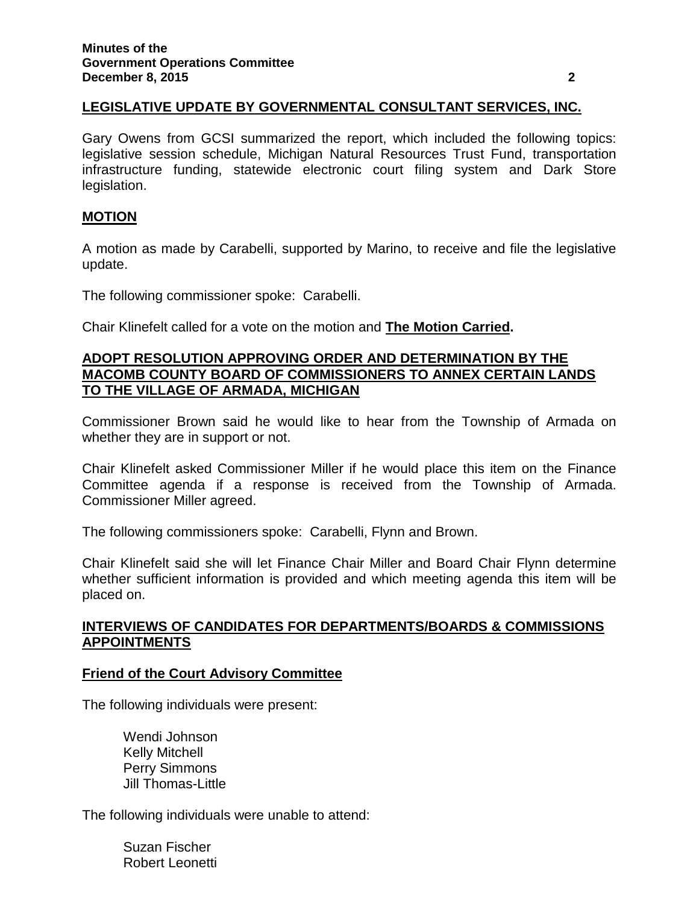## LEGISLATIVE UPDATE BY GOVERNMENTAL CONSULTANT SERVICES, INC.

Gary Owens from GCSI summarized the report, which included the following topics: legislative session schedule, Michigan Natural Resources Trust Fund, transportation infrastructure funding, statewide electronic court filing system and Dark Store legislation.

## MOTION

A motion as made by Carabelli, supported by Marino, to receive and file the legislative update.

The following commissioner spoke: Carabelli.

Chair Klinefelt called for a vote on the motion and **The Motion Carried.**

## ADOPT RESOLUTION APPROVING ORDER AND DETERMINATION BY THE MACOMB COUNTY BOARD OF COMMISSIONERS TO ANNEX CERTAIN LANDS TO THE VILLAGE OF ARMADA, MICHIGAN

Commissioner Brown said he would like to hear from the Township of Armada on whether they are in support or not.

Chair Klinefelt asked Commissioner Miller if he would place this item on the Finance Committee agenda if a response is received from the Township of Armada. Commissioner Miller agreed.

The following commissioners spoke: Carabelli, Flynn and Brown.

Chair Klinefelt said she will let Finance Chair Miller and Board Chair Flynn determine whether sufficient information is provided and which meeting agenda this item will be placed on.

## INTERVIEWS OF CANDIDATES FOR DEPARTMENTS/BOARDS & COMMISSIONS APPOINTMENTS

### Friend of the Court Advisory Committee

The following individuals were present:

Wendi Johnson
Kelly Mitchell
Perry Simmons
Jill Thomas-Little

The following individuals were unable to attend:

Suzan Fischer
Robert Leonetti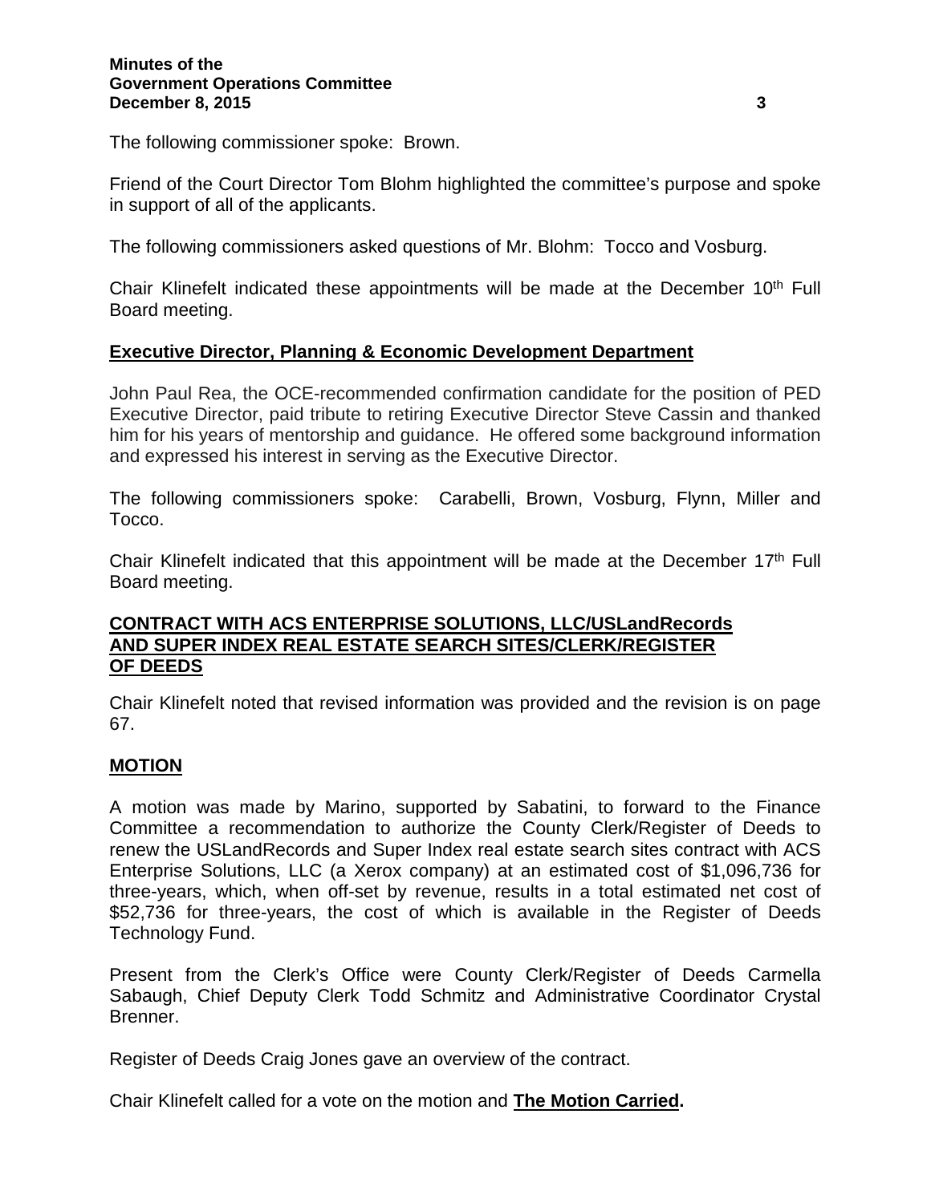The following commissioner spoke: Brown.

Friend of the Court Director Tom Blohm highlighted the committee's purpose and spoke in support of all of the applicants.

The following commissioners asked questions of Mr. Blohm: Tocco and Vosburg.

Chair Klinefelt indicated these appointments will be made at the December 10th Full Board meeting.

**Executive Director, Planning & Economic Development Department**

John Paul Rea, the OCE-recommended confirmation candidate for the position of PED Executive Director, paid tribute to retiring Executive Director Steve Cassin and thanked him for his years of mentorship and guidance. He offered some background information and expressed his interest in serving as the Executive Director.

The following commissioners spoke: Carabelli, Brown, Vosburg, Flynn, Miller and Tocco.

Chair Klinefelt indicated that this appointment will be made at the December 17th Full Board meeting.

**CONTRACT WITH ACS ENTERPRISE SOLUTIONS, LLC/USLandRecords AND SUPER INDEX REAL ESTATE SEARCH SITES/CLERK/REGISTER OF DEEDS**

Chair Klinefelt noted that revised information was provided and the revision is on page 67.

**MOTION**

A motion was made by Marino, supported by Sabatini, to forward to the Finance Committee a recommendation to authorize the County Clerk/Register of Deeds to renew the USLandRecords and Super Index real estate search sites contract with ACS Enterprise Solutions, LLC (a Xerox company) at an estimated cost of $1,096,736 for three-years, which, when off-set by revenue, results in a total estimated net cost of $52,736 for three-years, the cost of which is available in the Register of Deeds Technology Fund.

Present from the Clerk's Office were County Clerk/Register of Deeds Carmella Sabaugh, Chief Deputy Clerk Todd Schmitz and Administrative Coordinator Crystal Brenner.

Register of Deeds Craig Jones gave an overview of the contract.

Chair Klinefelt called for a vote on the motion and **The Motion Carried.**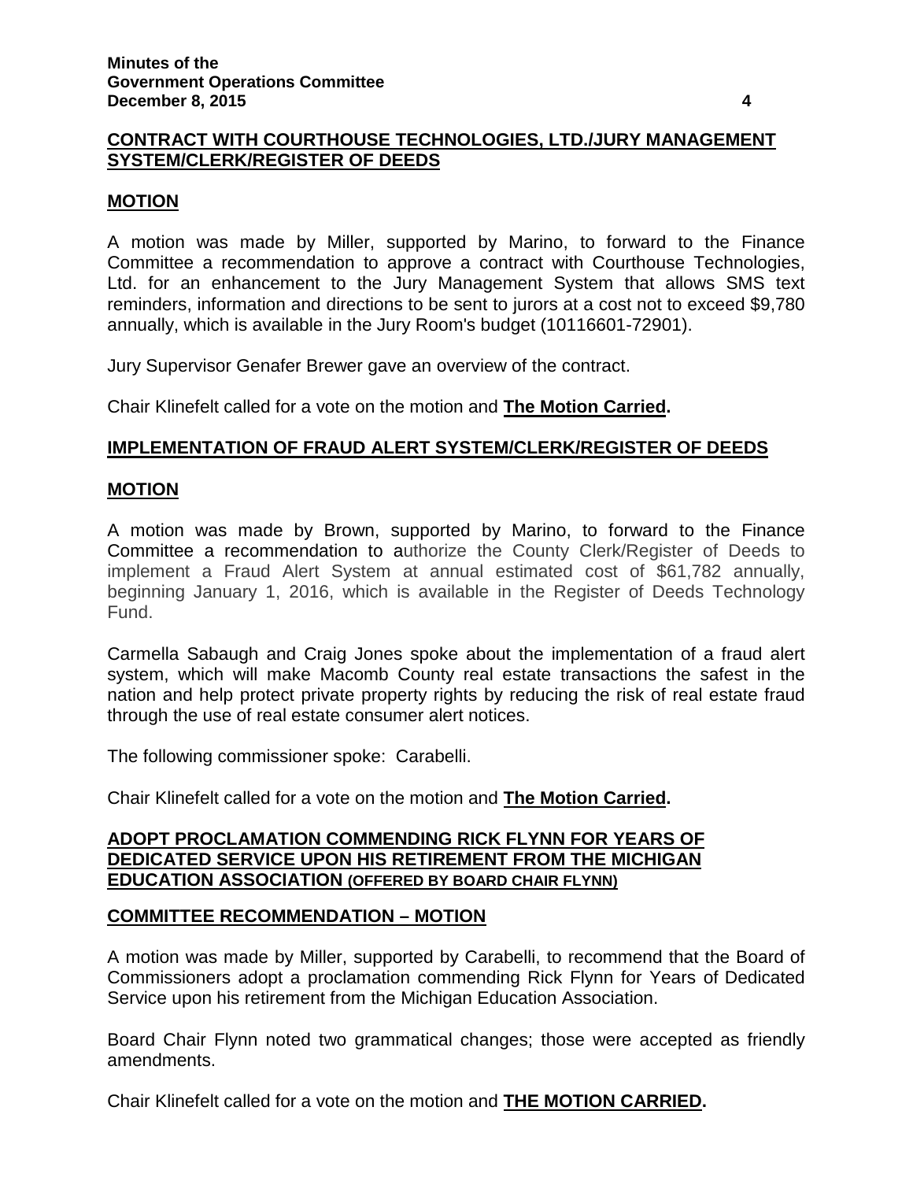## CONTRACT WITH COURTHOUSE TECHNOLOGIES, LTD./JURY MANAGEMENT SYSTEM/CLERK/REGISTER OF DEEDS

### MOTION

A motion was made by Miller, supported by Marino, to forward to the Finance Committee a recommendation to approve a contract with Courthouse Technologies, Ltd. for an enhancement to the Jury Management System that allows SMS text reminders, information and directions to be sent to jurors at a cost not to exceed $9,780 annually, which is available in the Jury Room's budget (10116601-72901).

Jury Supervisor Genafer Brewer gave an overview of the contract.

Chair Klinefelt called for a vote on the motion and **The Motion Carried.**

## IMPLEMENTATION OF FRAUD ALERT SYSTEM/CLERK/REGISTER OF DEEDS

### MOTION

A motion was made by Brown, supported by Marino, to forward to the Finance Committee a recommendation to authorize the County Clerk/Register of Deeds to implement a Fraud Alert System at annual estimated cost of $61,782 annually, beginning January 1, 2016, which is available in the Register of Deeds Technology Fund.

Carmella Sabaugh and Craig Jones spoke about the implementation of a fraud alert system, which will make Macomb County real estate transactions the safest in the nation and help protect private property rights by reducing the risk of real estate fraud through the use of real estate consumer alert notices.

The following commissioner spoke: Carabelli.

Chair Klinefelt called for a vote on the motion and **The Motion Carried.**

## ADOPT PROCLAMATION COMMENDING RICK FLYNN FOR YEARS OF DEDICATED SERVICE UPON HIS RETIREMENT FROM THE MICHIGAN EDUCATION ASSOCIATION (OFFERED BY BOARD CHAIR FLYNN)

### COMMITTEE RECOMMENDATION – MOTION

A motion was made by Miller, supported by Carabelli, to recommend that the Board of Commissioners adopt a proclamation commending Rick Flynn for Years of Dedicated Service upon his retirement from the Michigan Education Association.

Board Chair Flynn noted two grammatical changes; those were accepted as friendly amendments.

Chair Klinefelt called for a vote on the motion and **THE MOTION CARRIED.**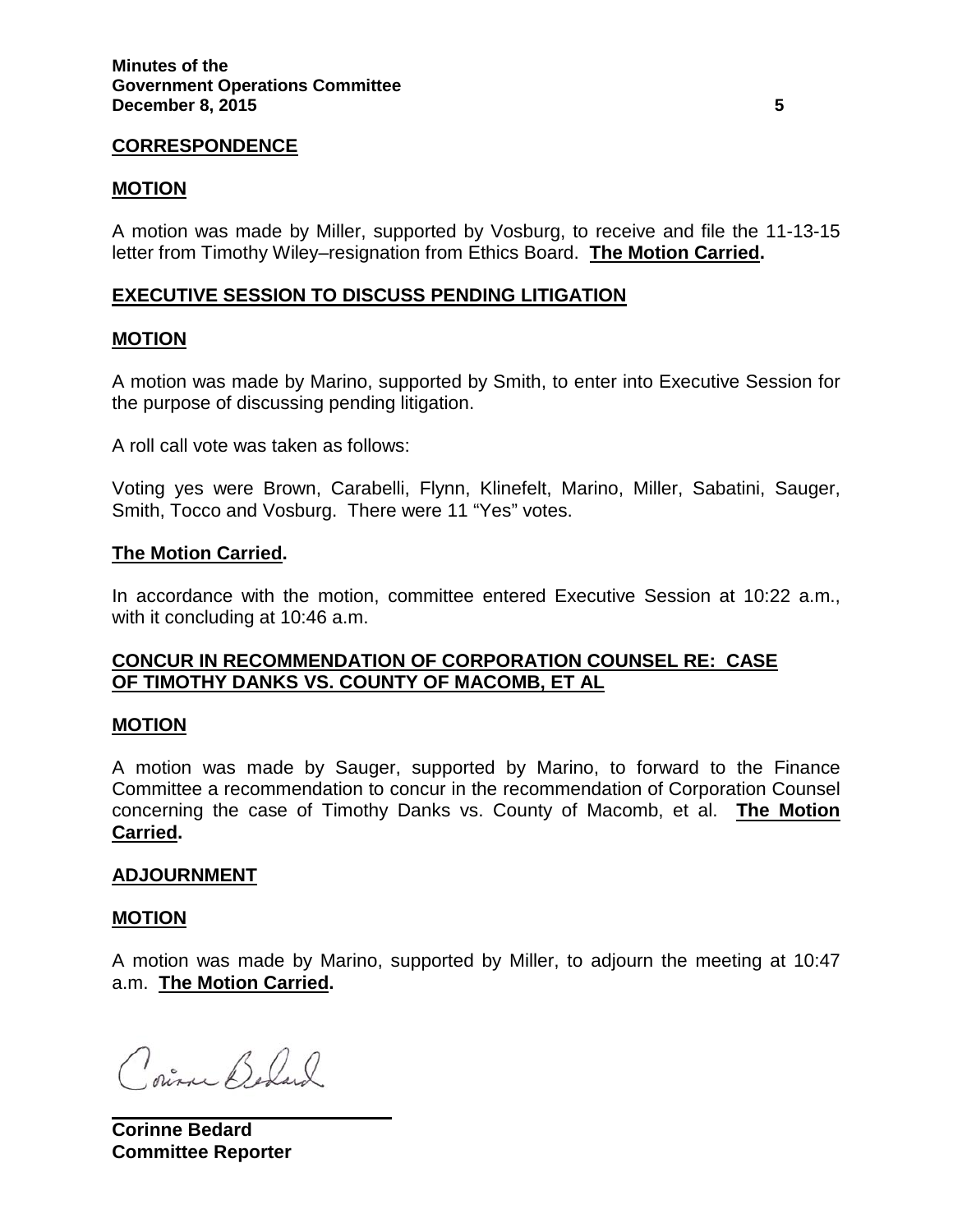## CORRESPONDENCE

### MOTION

A motion was made by Miller, supported by Vosburg, to receive and file the 11-13-15 letter from Timothy Wiley–resignation from Ethics Board. **The Motion Carried.**

## EXECUTIVE SESSION TO DISCUSS PENDING LITIGATION

### MOTION

A motion was made by Marino, supported by Smith, to enter into Executive Session for the purpose of discussing pending litigation.

A roll call vote was taken as follows:

Voting yes were Brown, Carabelli, Flynn, Klinefelt, Marino, Miller, Sabatini, Sauger, Smith, Tocco and Vosburg. There were 11 "Yes" votes.

**The Motion Carried.**

In accordance with the motion, committee entered Executive Session at 10:22 a.m., with it concluding at 10:46 a.m.

## CONCUR IN RECOMMENDATION OF CORPORATION COUNSEL RE: CASE OF TIMOTHY DANKS VS. COUNTY OF MACOMB, ET AL

### MOTION

A motion was made by Sauger, supported by Marino, to forward to the Finance Committee a recommendation to concur in the recommendation of Corporation Counsel concerning the case of Timothy Danks vs. County of Macomb, et al. **The Motion Carried.**

## ADJOURNMENT

### MOTION

A motion was made by Marino, supported by Miller, to adjourn the meeting at 10:47 a.m. **The Motion Carried.**

Corinne Bedard

**Corinne Bedard**
**Committee Reporter**